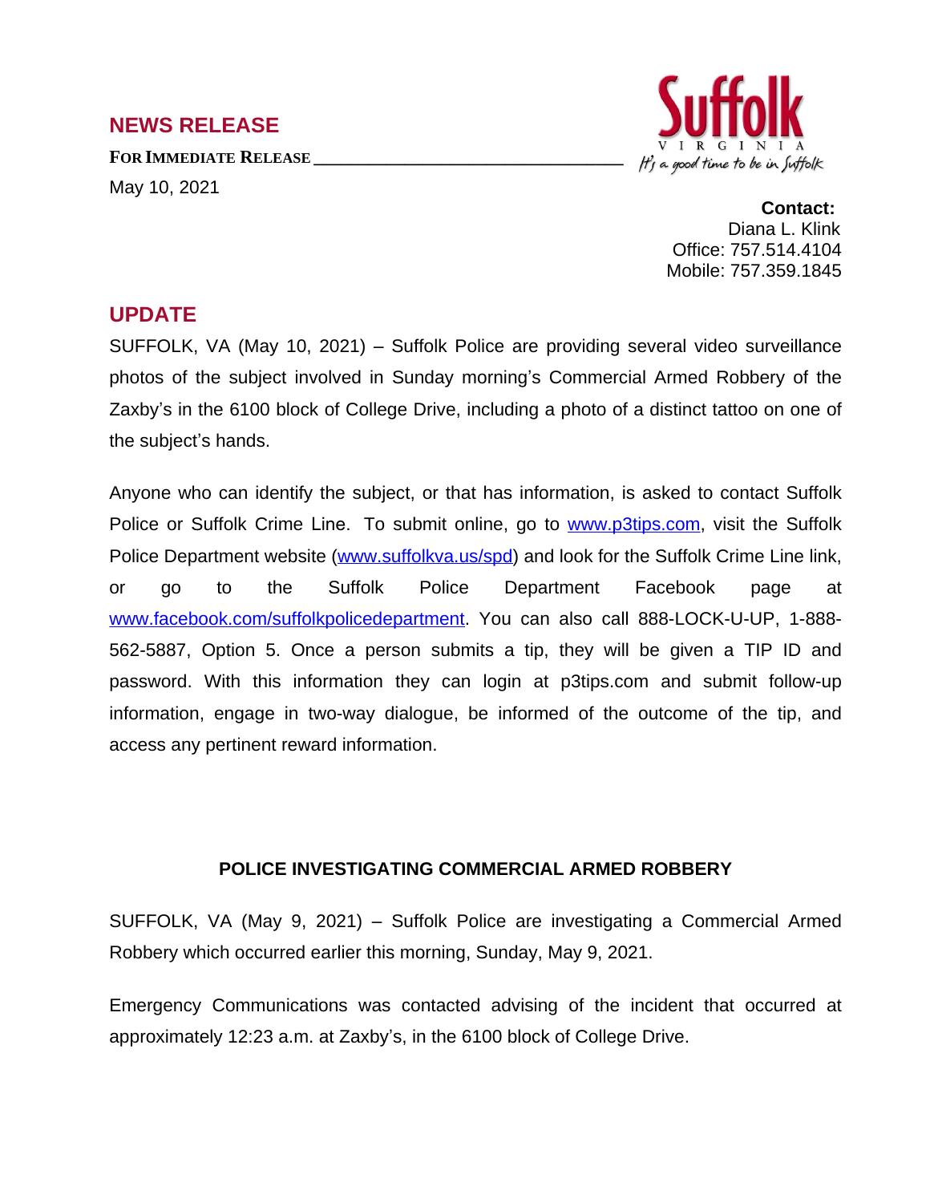## NEWS RELEASE

**FOR IMMEDIATE RELEASE**

May 10, 2021

Suffolk VIRGINIA *It's a good time to be in Suffolk*

**Contact:**
Diana L. Klink
Office: 757.514.4104
Mobile: 757.359.1845

## UPDATE

SUFFOLK, VA (May 10, 2021) – Suffolk Police are providing several video surveillance photos of the subject involved in Sunday morning's Commercial Armed Robbery of the Zaxby's in the 6100 block of College Drive, including a photo of a distinct tattoo on one of the subject's hands.

Anyone who can identify the subject, or that has information, is asked to contact Suffolk Police or Suffolk Crime Line. To submit online, go to [www.p3tips.com](www.p3tips.com), visit the Suffolk Police Department website ([www.suffolkva.us/spd](www.suffolkva.us/spd)) and look for the Suffolk Crime Line link, or go to the Suffolk Police Department Facebook page at [www.facebook.com/suffolkpolicedepartment](www.facebook.com/suffolkpolicedepartment). You can also call 888-LOCK-U-UP, 1-888-562-5887, Option 5. Once a person submits a tip, they will be given a TIP ID and password. With this information they can login at p3tips.com and submit follow-up information, engage in two-way dialogue, be informed of the outcome of the tip, and access any pertinent reward information.

### POLICE INVESTIGATING COMMERCIAL ARMED ROBBERY

SUFFOLK, VA (May 9, 2021) – Suffolk Police are investigating a Commercial Armed Robbery which occurred earlier this morning, Sunday, May 9, 2021.

Emergency Communications was contacted advising of the incident that occurred at approximately 12:23 a.m. at Zaxby's, in the 6100 block of College Drive.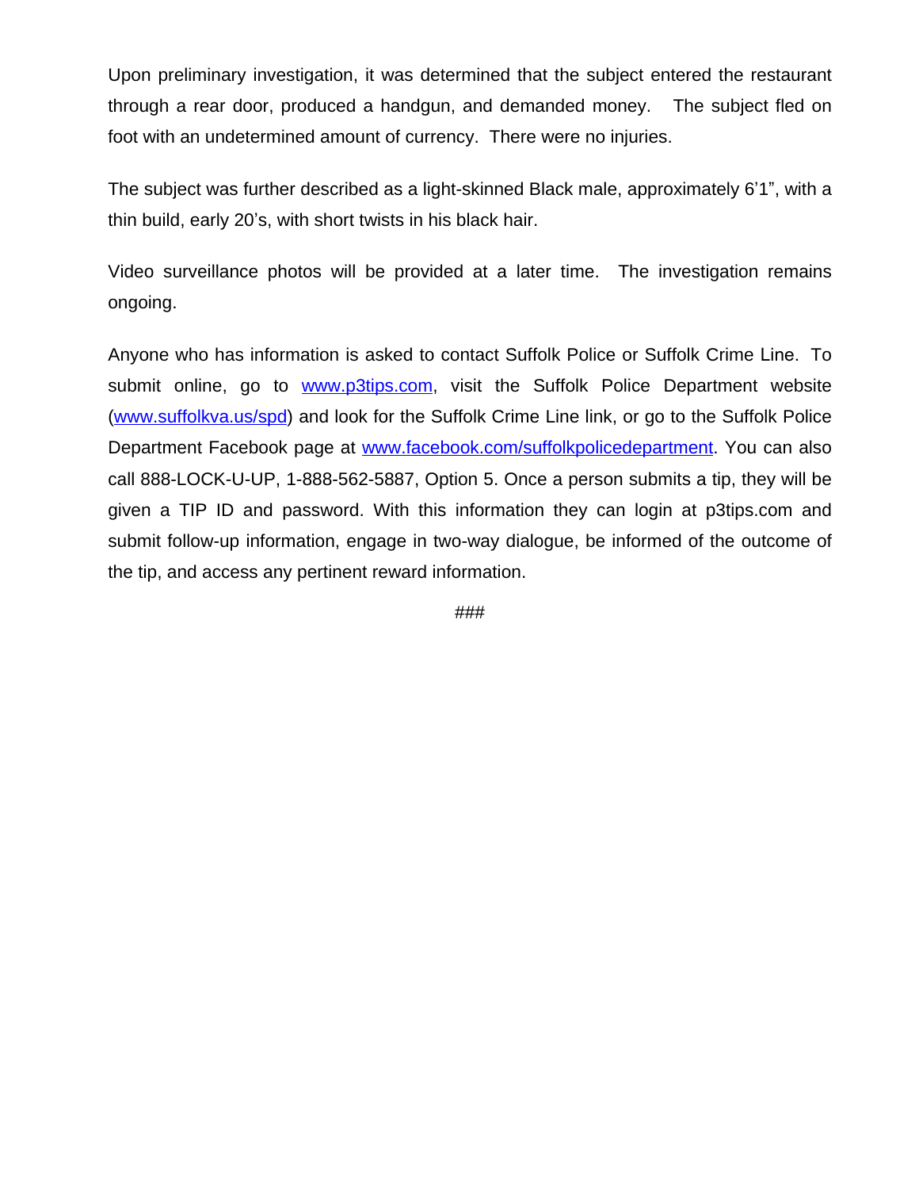Upon preliminary investigation, it was determined that the subject entered the restaurant through a rear door, produced a handgun, and demanded money. The subject fled on foot with an undetermined amount of currency. There were no injuries.

The subject was further described as a light-skinned Black male, approximately 6'1", with a thin build, early 20's, with short twists in his black hair.

Video surveillance photos will be provided at a later time. The investigation remains ongoing.

Anyone who has information is asked to contact Suffolk Police or Suffolk Crime Line. To submit online, go to [www.p3tips.com](http://www.p3tips.com), visit the Suffolk Police Department website ([www.suffolkva.us/spd](http://www.suffolkva.us/spd)) and look for the Suffolk Crime Line link, or go to the Suffolk Police Department Facebook page at [www.facebook.com/suffolkpolicedepartment](http://www.facebook.com/suffolkpolicedepartment). You can also call 888-LOCK-U-UP, 1-888-562-5887, Option 5. Once a person submits a tip, they will be given a TIP ID and password. With this information they can login at p3tips.com and submit follow-up information, engage in two-way dialogue, be informed of the outcome of the tip, and access any pertinent reward information.

###